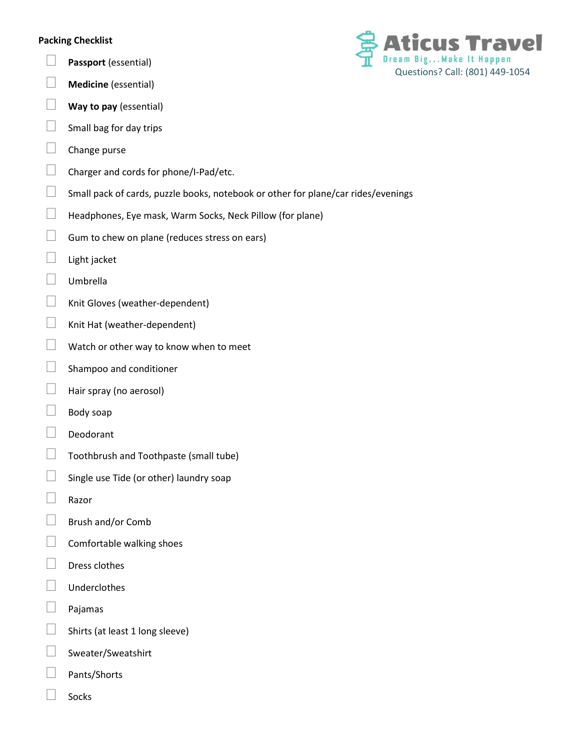**Packing Checklist**

Aticus Travel
Dream Big...Make It Happen
Questions? Call: (801) 449-1054

- [ ] **Passport** (essential)
- [ ] **Medicine** (essential)
- [ ] **Way to pay** (essential)
- [ ] Small bag for day trips
- [ ] Change purse
- [ ] Charger and cords for phone/I-Pad/etc.
- [ ] Small pack of cards, puzzle books, notebook or other for plane/car rides/evenings
- [ ] Headphones, Eye mask, Warm Socks, Neck Pillow (for plane)
- [ ] Gum to chew on plane (reduces stress on ears)
- [ ] Light jacket
- [ ] Umbrella
- [ ] Knit Gloves (weather-dependent)
- [ ] Knit Hat (weather-dependent)
- [ ] Watch or other way to know when to meet
- [ ] Shampoo and conditioner
- [ ] Hair spray (no aerosol)
- [ ] Body soap
- [ ] Deodorant
- [ ] Toothbrush and Toothpaste (small tube)
- [ ] Single use Tide (or other) laundry soap
- [ ] Razor
- [ ] Brush and/or Comb
- [ ] Comfortable walking shoes
- [ ] Dress clothes
- [ ] Underclothes
- [ ] Pajamas
- [ ] Shirts (at least 1 long sleeve)
- [ ] Sweater/Sweatshirt
- [ ] Pants/Shorts
- [ ] Socks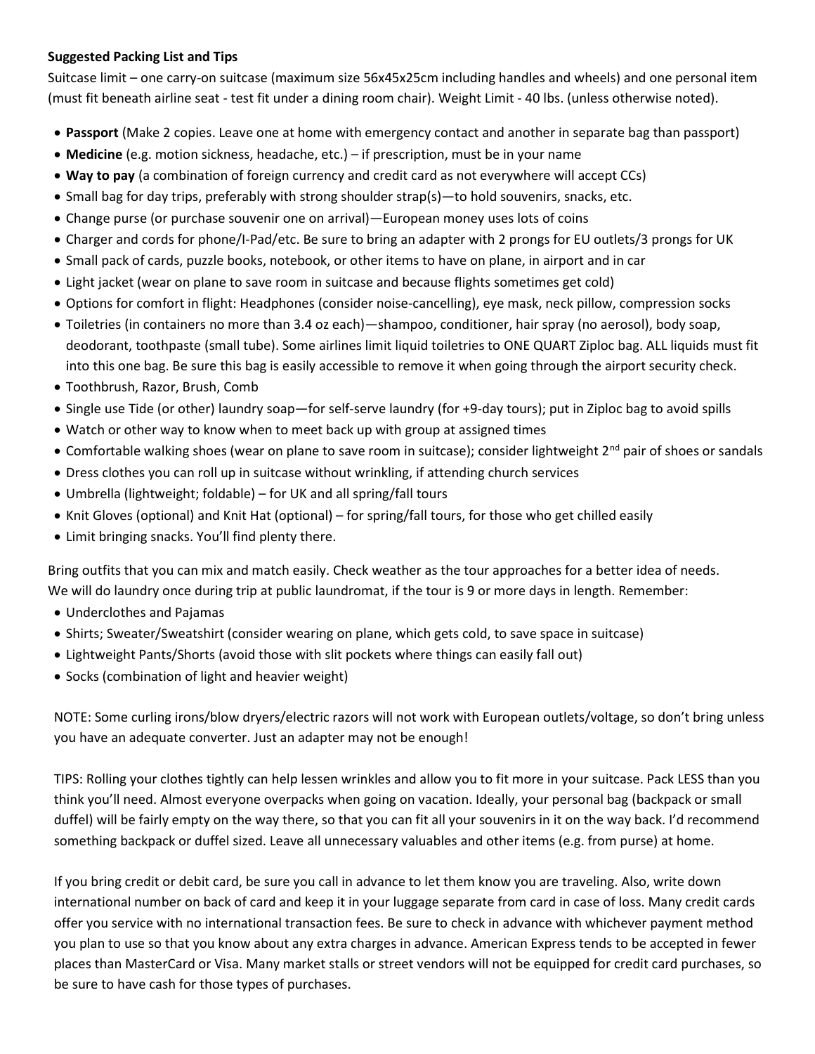**Suggested Packing List and Tips**

Suitcase limit – one carry-on suitcase (maximum size 56x45x25cm including handles and wheels) and one personal item (must fit beneath airline seat - test fit under a dining room chair). Weight Limit - 40 lbs. (unless otherwise noted).

- **Passport** (Make 2 copies. Leave one at home with emergency contact and another in separate bag than passport)
- **Medicine** (e.g. motion sickness, headache, etc.) – if prescription, must be in your name
- **Way to pay** (a combination of foreign currency and credit card as not everywhere will accept CCs)
- Small bag for day trips, preferably with strong shoulder strap(s)—to hold souvenirs, snacks, etc.
- Change purse (or purchase souvenir one on arrival)—European money uses lots of coins
- Charger and cords for phone/I-Pad/etc. Be sure to bring an adapter with 2 prongs for EU outlets/3 prongs for UK
- Small pack of cards, puzzle books, notebook, or other items to have on plane, in airport and in car
- Light jacket (wear on plane to save room in suitcase and because flights sometimes get cold)
- Options for comfort in flight: Headphones (consider noise-cancelling), eye mask, neck pillow, compression socks
- Toiletries (in containers no more than 3.4 oz each)—shampoo, conditioner, hair spray (no aerosol), body soap, deodorant, toothpaste (small tube). Some airlines limit liquid toiletries to ONE QUART Ziploc bag. ALL liquids must fit into this one bag. Be sure this bag is easily accessible to remove it when going through the airport security check.
- Toothbrush, Razor, Brush, Comb
- Single use Tide (or other) laundry soap—for self-serve laundry (for +9-day tours); put in Ziploc bag to avoid spills
- Watch or other way to know when to meet back up with group at assigned times
- Comfortable walking shoes (wear on plane to save room in suitcase); consider lightweight 2nd pair of shoes or sandals
- Dress clothes you can roll up in suitcase without wrinkling, if attending church services
- Umbrella (lightweight; foldable) – for UK and all spring/fall tours
- Knit Gloves (optional) and Knit Hat (optional) – for spring/fall tours, for those who get chilled easily
- Limit bringing snacks. You'll find plenty there.

Bring outfits that you can mix and match easily. Check weather as the tour approaches for a better idea of needs.
We will do laundry once during trip at public laundromat, if the tour is 9 or more days in length. Remember:

- Underclothes and Pajamas
- Shirts; Sweater/Sweatshirt (consider wearing on plane, which gets cold, to save space in suitcase)
- Lightweight Pants/Shorts (avoid those with slit pockets where things can easily fall out)
- Socks (combination of light and heavier weight)

NOTE: Some curling irons/blow dryers/electric razors will not work with European outlets/voltage, so don't bring unless you have an adequate converter. Just an adapter may not be enough!

TIPS: Rolling your clothes tightly can help lessen wrinkles and allow you to fit more in your suitcase. Pack LESS than you think you'll need. Almost everyone overpacks when going on vacation. Ideally, your personal bag (backpack or small duffel) will be fairly empty on the way there, so that you can fit all your souvenirs in it on the way back. I'd recommend something backpack or duffel sized. Leave all unnecessary valuables and other items (e.g. from purse) at home.

If you bring credit or debit card, be sure you call in advance to let them know you are traveling. Also, write down international number on back of card and keep it in your luggage separate from card in case of loss. Many credit cards offer you service with no international transaction fees. Be sure to check in advance with whichever payment method you plan to use so that you know about any extra charges in advance. American Express tends to be accepted in fewer places than MasterCard or Visa. Many market stalls or street vendors will not be equipped for credit card purchases, so be sure to have cash for those types of purchases.